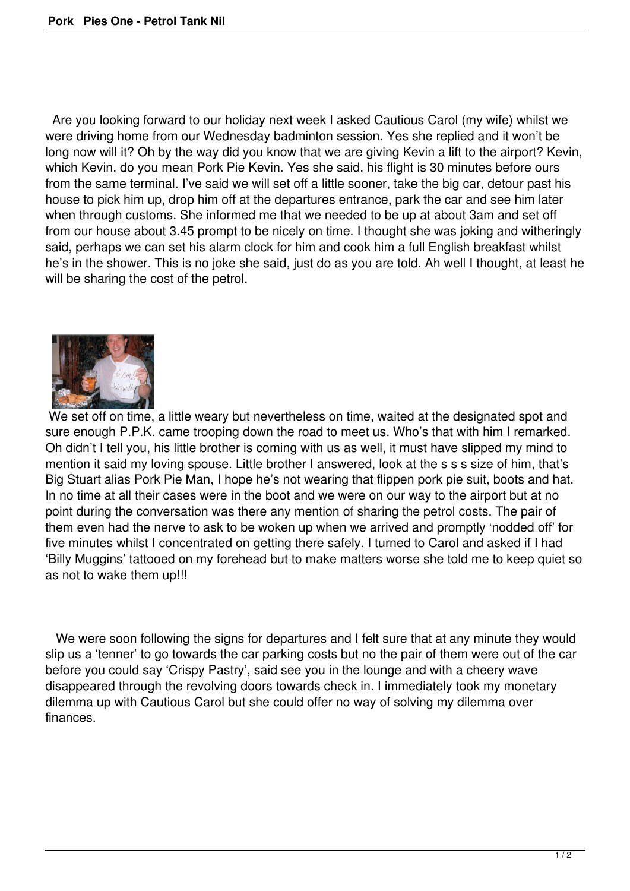Are you looking forward to our holiday next week I asked Cautious Carol (my wife) whilst we were driving home from our Wednesday badminton session. Yes she replied and it won't be long now will it? Oh by the way did you know that we are giving Kevin a lift to the airport? Kevin, which Kevin, do you mean Pork Pie Kevin. Yes she said, his flight is 30 minutes before ours from the same terminal. I've said we will set off a little sooner, take the big car, detour past his house to pick him up, drop him off at the departures entrance, park the car and see him later when through customs. She informed me that we needed to be up at about 3am and set off from our house about 3.45 prompt to be nicely on time. I thought she was joking and witheringly said, perhaps we can set his alarm clock for him and cook him a full English breakfast whilst he's in the shower. This is no joke she said, just do as you are told. Ah well I thought, at least he will be sharing the cost of the petrol.

We set off on time, a little weary but nevertheless on time, waited at the designated spot and sure enough P.P.K. came trooping down the road to meet us. Who's that with him I remarked. Oh didn't I tell you, his little brother is coming with us as well, it must have slipped my mind to mention it said my loving spouse. Little brother I answered, look at the s s s size of him, that's Big Stuart alias Pork Pie Man, I hope he's not wearing that flippen pork pie suit, boots and hat. In no time at all their cases were in the boot and we were on our way to the airport but at no point during the conversation was there any mention of sharing the petrol costs. The pair of them even had the nerve to ask to be woken up when we arrived and promptly 'nodded off' for five minutes whilst I concentrated on getting there safely. I turned to Carol and asked if I had 'Billy Muggins' tattooed on my forehead but to make matters worse she told me to keep quiet so as not to wake them up!!!

We were soon following the signs for departures and I felt sure that at any minute they would slip us a 'tenner' to go towards the car parking costs but no the pair of them were out of the car before you could say 'Crispy Pastry', said see you in the lounge and with a cheery wave disappeared through the revolving doors towards check in. I immediately took my monetary dilemma up with Cautious Carol but she could offer no way of solving my dilemma over finances.